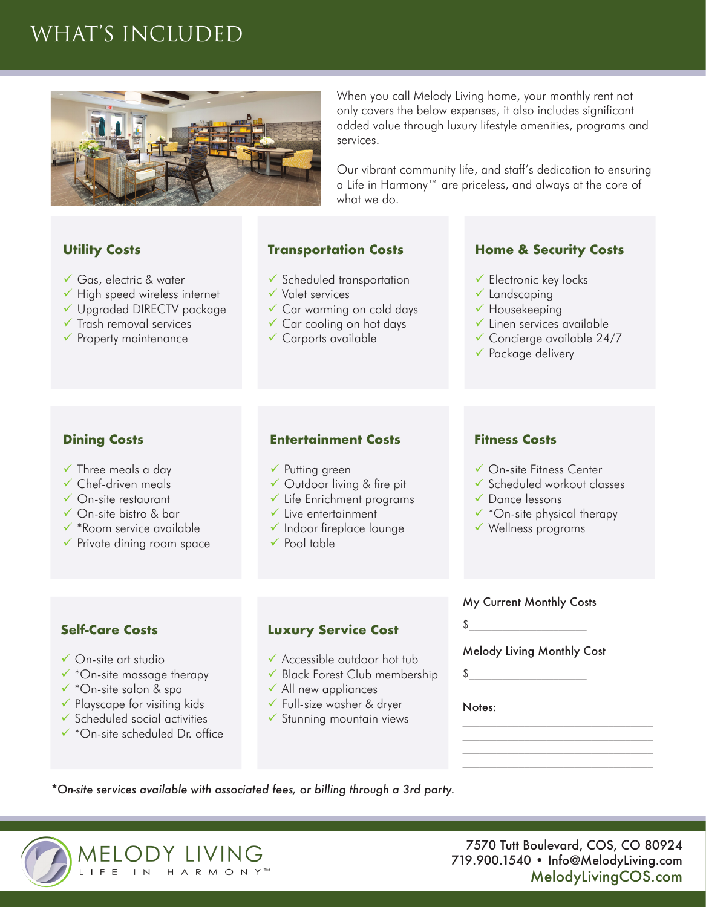# WHAT'S INCLUDED

When you call Melody Living home, your monthly rent not only covers the below expenses, it also includes significant added value through luxury lifestyle amenities, programs and services.

Our vibrant community life, and staff's dedication to ensuring a Life in Harmony™ are priceless, and always at the core of what we do.

### Utility Costs

- ✓ Gas, electric & water
- ✓ High speed wireless internet
- ✓ Upgraded DIRECTV package
- ✓ Trash removal services
- ✓ Property maintenance

### Transportation Costs

- ✓ Scheduled transportation
- ✓ Valet services
- ✓ Car warming on cold days
- ✓ Car cooling on hot days
- ✓ Carports available

### Home & Security Costs

- ✓ Electronic key locks
- ✓ Landscaping
- ✓ Housekeeping
- ✓ Linen services available
- ✓ Concierge available 24/7
- ✓ Package delivery

### Dining Costs

- ✓ Three meals a day
- ✓ Chef-driven meals
- ✓ On-site restaurant
- ✓ On-site bistro & bar
- ✓ *Room service available
- ✓ Private dining room space

### Entertainment Costs

- ✓ Putting green
- ✓ Outdoor living & fire pit
- ✓ Life Enrichment programs
- ✓ Live entertainment
- ✓ Indoor fireplace lounge
- ✓ Pool table

### Fitness Costs

- ✓ On-site Fitness Center
- ✓ Scheduled workout classes
- ✓ Dance lessons
- ✓ *On-site physical therapy
- ✓ Wellness programs

### Self-Care Costs

- ✓ On-site art studio
- ✓ *On-site massage therapy
- ✓ *On-site salon & spa
- ✓ Playscape for visiting kids
- ✓ Scheduled social activities
- ✓ *On-site scheduled Dr. office

### Luxury Service Cost

- ✓ Accessible outdoor hot tub
- ✓ Black Forest Club membership
- ✓ All new appliances
- ✓ Full-size washer & dryer
- ✓ Stunning mountain views

My Current Monthly Costs

$________________

Melody Living Monthly Cost

$________________

Notes:

______________________________

______________________________

______________________________

______________________________

*\*On-site services available with associated fees, or billing through a 3rd party.*

MELODY LIVING
LIFE IN HARMONY™

7570 Tutt Boulevard, COS, CO 80924
719.900.1540 • Info@MelodyLiving.com
MelodyLivingCOS.com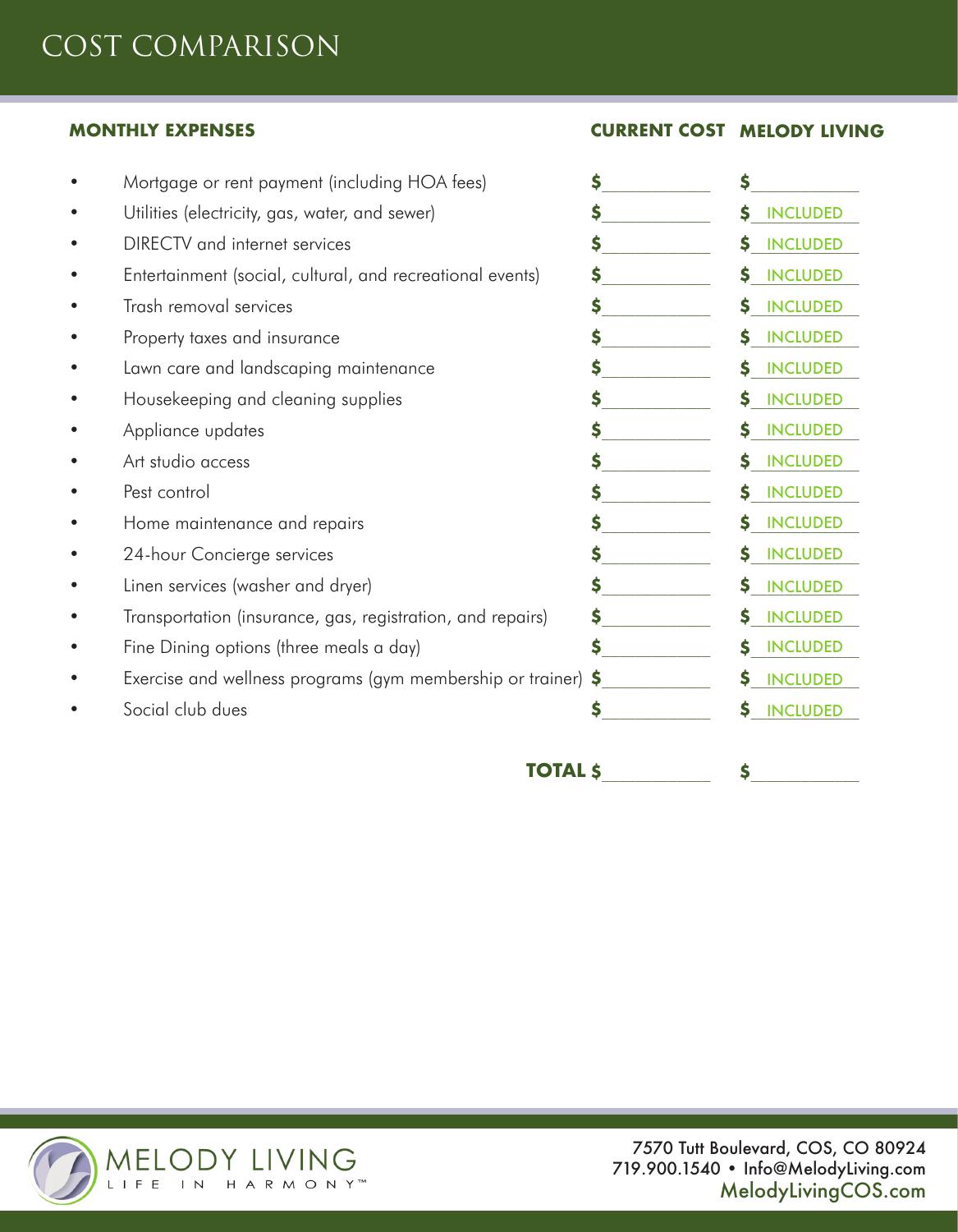# COST COMPARISON

| MONTHLY EXPENSES | CURRENT COST | MELODY LIVING |
|---|---|---|
| • Mortgage or rent payment (including HOA fees) | $ | $ |
| • Utilities (electricity, gas, water, and sewer) | $ | $ INCLUDED |
| • DIRECTV and internet services | $ | $ INCLUDED |
| • Entertainment (social, cultural, and recreational events) | $ | $ INCLUDED |
| • Trash removal services | $ | $ INCLUDED |
| • Property taxes and insurance | $ | $ INCLUDED |
| • Lawn care and landscaping maintenance | $ | $ INCLUDED |
| • Housekeeping and cleaning supplies | $ | $ INCLUDED |
| • Appliance updates | $ | $ INCLUDED |
| • Art studio access | $ | $ INCLUDED |
| • Pest control | $ | $ INCLUDED |
| • Home maintenance and repairs | $ | $ INCLUDED |
| • 24-hour Concierge services | $ | $ INCLUDED |
| • Linen services (washer and dryer) | $ | $ INCLUDED |
| • Transportation (insurance, gas, registration, and repairs) | $ | $ INCLUDED |
| • Fine Dining options (three meals a day) | $ | $ INCLUDED |
| • Exercise and wellness programs (gym membership or trainer) | $ | $ INCLUDED |
| • Social club dues | $ | $ INCLUDED |
| **TOTAL** | $ | $ |

MELODY LIVING
LIFE IN HARMONY™

7570 Tutt Boulevard, COS, CO 80924
719.900.1540 • Info@MelodyLiving.com
MelodyLivingCOS.com